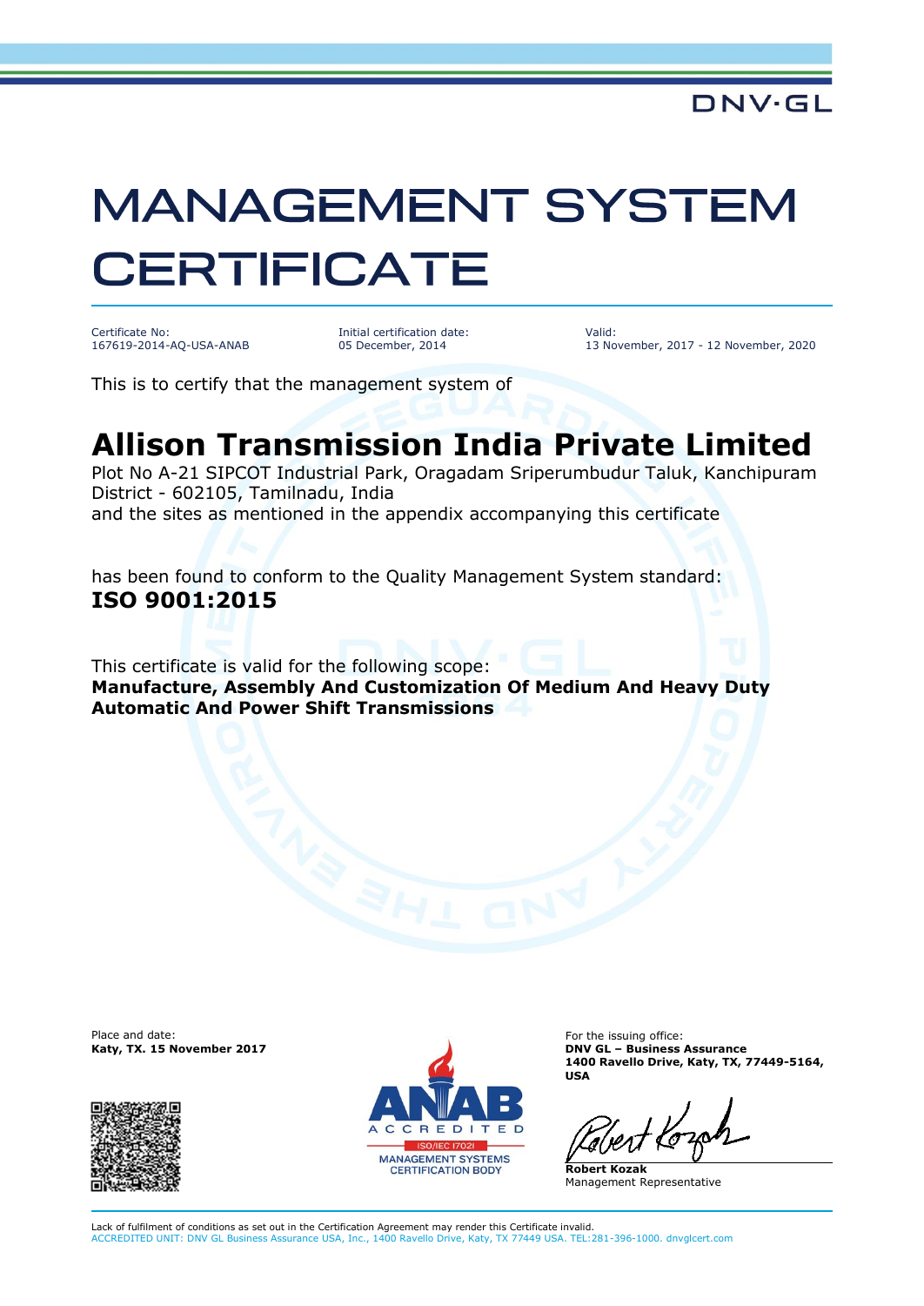DNV·GL

# MANAGEMENT SYSTEM CERTIFICATE

Certificate No:
167619-2014-AQ-USA-ANAB

Initial certification date:
05 December, 2014

Valid:
13 November, 2017 - 12 November, 2020

This is to certify that the management system of

## Allison Transmission India Private Limited

Plot No A-21 SIPCOT Industrial Park, Oragadam Sriperumbudur Taluk, Kanchipuram District - 602105, Tamilnadu, India
and the sites as mentioned in the appendix accompanying this certificate

has been found to conform to the Quality Management System standard:
**ISO 9001:2015**

This certificate is valid for the following scope:
**Manufacture, Assembly And Customization Of Medium And Heavy Duty Automatic And Power Shift Transmissions**

Place and date:
**Katy, TX. 15 November 2017**

ANAB ACCREDITED ISO/IEC 17021 MANAGEMENT SYSTEMS CERTIFICATION BODY

For the issuing office:
**DNV GL – Business Assurance**
**1400 Ravello Drive, Katy, TX, 77449-5164, USA**

**Robert Kozak**
Management Representative

Lack of fulfilment of conditions as set out in the Certification Agreement may render this Certificate invalid.
ACCREDITED UNIT: DNV GL Business Assurance USA, Inc., 1400 Ravello Drive, Katy, TX 77449 USA. TEL:281-396-1000. dnvglcert.com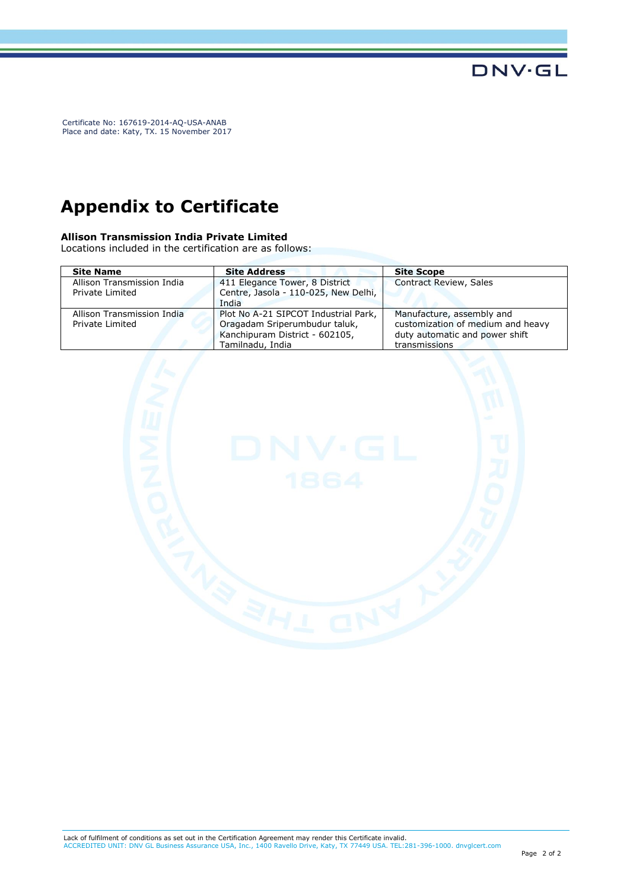Certificate No: 167619-2014-AQ-USA-ANAB
Place and date: Katy, TX. 15 November 2017

# Appendix to Certificate

**Allison Transmission India Private Limited**
Locations included in the certification are as follows:

| Site Name | Site Address | Site Scope |
|---|---|---|
| Allison Transmission India Private Limited | 411 Elegance Tower, 8 District Centre, Jasola - 110-025, New Delhi, India | Contract Review, Sales |
| Allison Transmission India Private Limited | Plot No A-21 SIPCOT Industrial Park, Oragadam Sriperumbudur taluk, Kanchipuram District - 602105, Tamilnadu, India | Manufacture, assembly and customization of medium and heavy duty automatic and power shift transmissions |

Lack of fulfilment of conditions as set out in the Certification Agreement may render this Certificate invalid.
ACCREDITED UNIT: DNV GL Business Assurance USA, Inc., 1400 Ravello Drive, Katy, TX 77449 USA. TEL:281-396-1000. dnvglcert.com